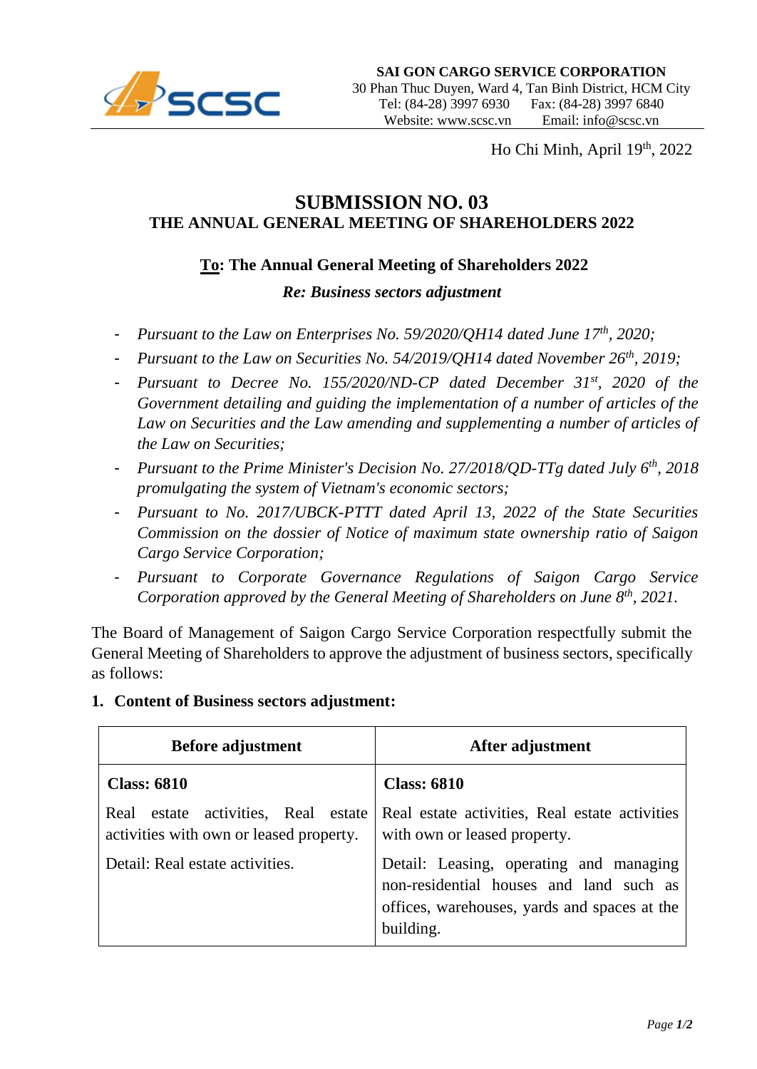**SAI GON CARGO SERVICE CORPORATION**
30 Phan Thuc Duyen, Ward 4, Tan Binh District, HCM City
Tel: (84-28) 3997 6930 Fax: (84-28) 3997 6840
Website: www.scsc.vn Email: info@scsc.vn

Ho Chi Minh, April 19th, 2022

# SUBMISSION NO. 03
## THE ANNUAL GENERAL MEETING OF SHAREHOLDERS 2022

**To: The Annual General Meeting of Shareholders 2022**

***Re: Business sectors adjustment***

- *Pursuant to the Law on Enterprises No. 59/2020/QH14 dated June 17th, 2020;*
- *Pursuant to the Law on Securities No. 54/2019/QH14 dated November 26th, 2019;*
- *Pursuant to Decree No. 155/2020/ND-CP dated December 31st, 2020 of the Government detailing and guiding the implementation of a number of articles of the Law on Securities and the Law amending and supplementing a number of articles of the Law on Securities;*
- *Pursuant to the Prime Minister's Decision No. 27/2018/QD-TTg dated July 6th, 2018 promulgating the system of Vietnam's economic sectors;*
- *Pursuant to No. 2017/UBCK-PTTT dated April 13, 2022 of the State Securities Commission on the dossier of Notice of maximum state ownership ratio of Saigon Cargo Service Corporation;*
- *Pursuant to Corporate Governance Regulations of Saigon Cargo Service Corporation approved by the General Meeting of Shareholders on June 8th, 2021.*

The Board of Management of Saigon Cargo Service Corporation respectfully submit the General Meeting of Shareholders to approve the adjustment of business sectors, specifically as follows:

**1. Content of Business sectors adjustment:**

| Before adjustment | After adjustment |
|---|---|
| **Class: 6810** | **Class: 6810** |
| Real estate activities, Real estate activities with own or leased property. | Real estate activities, Real estate activities with own or leased property. |
| Detail: Real estate activities. | Detail: Leasing, operating and managing non-residential houses and land such as offices, warehouses, yards and spaces at the building. |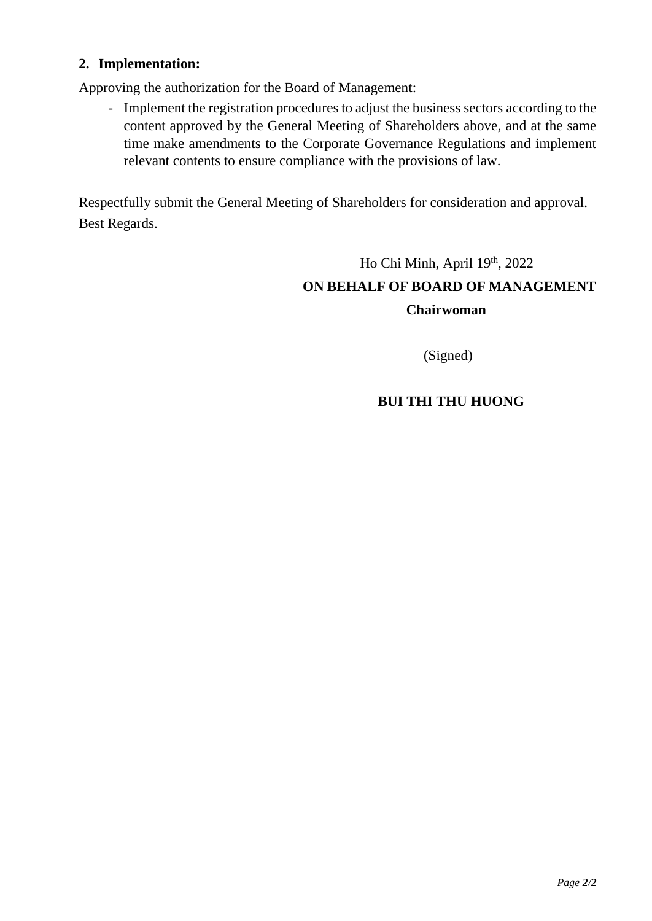## 2. Implementation:

Approving the authorization for the Board of Management:

- Implement the registration procedures to adjust the business sectors according to the content approved by the General Meeting of Shareholders above, and at the same time make amendments to the Corporate Governance Regulations and implement relevant contents to ensure compliance with the provisions of law.

Respectfully submit the General Meeting of Shareholders for consideration and approval.

Best Regards.

Ho Chi Minh, April 19th, 2022

**ON BEHALF OF BOARD OF MANAGEMENT**

**Chairwoman**

(Signed)

**BUI THI THU HUONG**